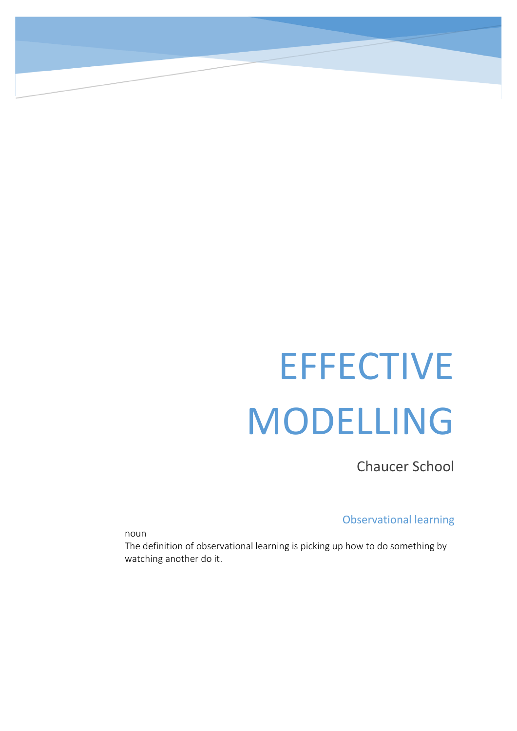# EFFECTIVE MODELLING

Chaucer School

## Observational learning

noun

The definition of observational learning is picking up how to do something by watching another do it.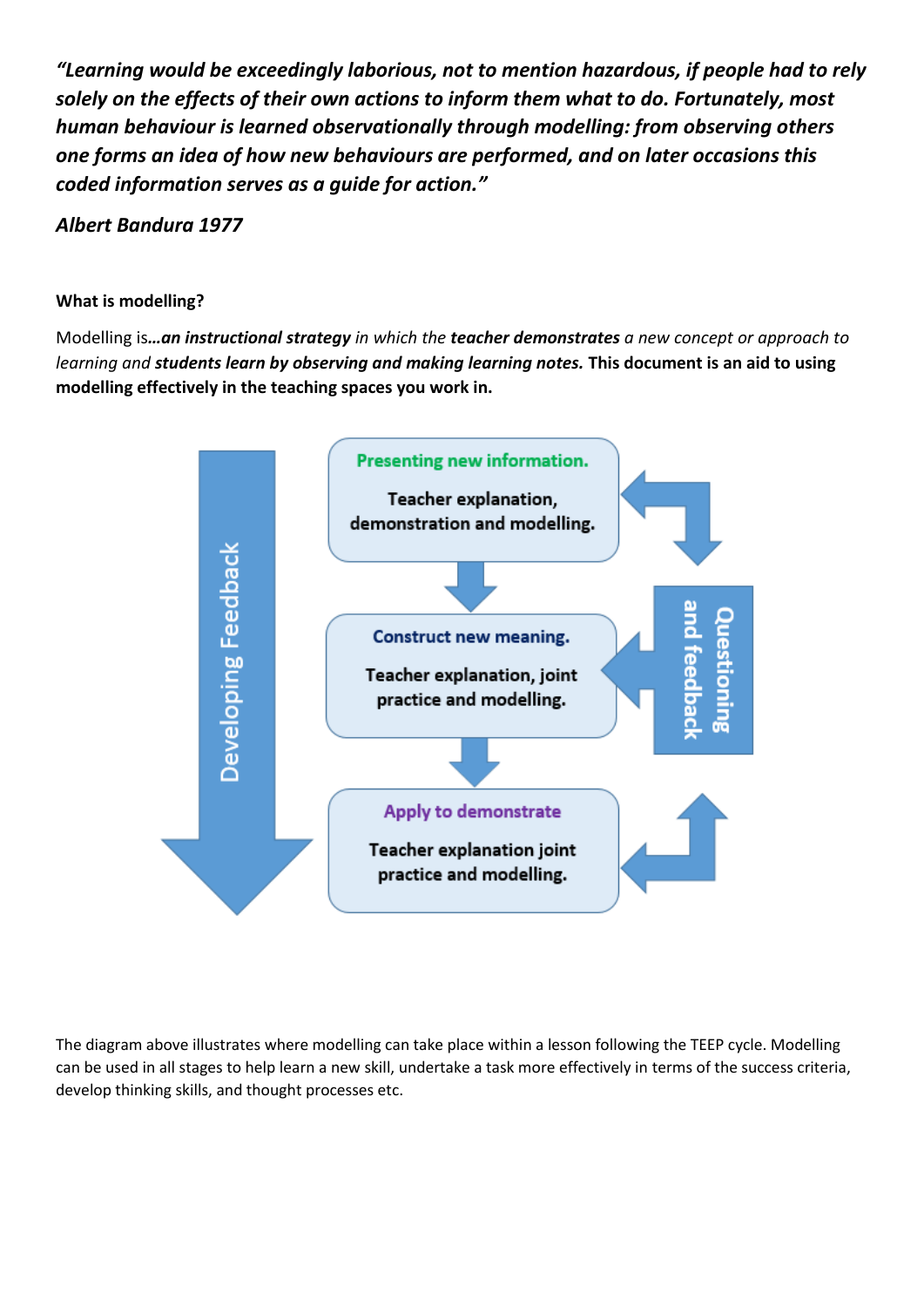***"Learning would be exceedingly laborious, not to mention hazardous, if people had to rely solely on the effects of their own actions to inform them what to do. Fortunately, most human behaviour is learned observationally through modelling: from observing others one forms an idea of how new behaviours are performed, and on later occasions this coded information serves as a guide for action."***

***Albert Bandura 1977***

**What is modelling?**

Modelling is***…an instructional strategy*** *in which the* ***teacher demonstrates*** *a new concept or approach to learning and* ***students learn by observing and making learning notes.*** **This document is an aid to using modelling effectively in the teaching spaces you work in.**

Developing Feedback

**Presenting new information.**

**Teacher explanation, demonstration and modelling.**

**Construct new meaning.**

**Teacher explanation, joint practice and modelling.**

**Apply to demonstrate**

**Teacher explanation joint practice and modelling.**

Questioning and feedback

The diagram above illustrates where modelling can take place within a lesson following the TEEP cycle. Modelling can be used in all stages to help learn a new skill, undertake a task more effectively in terms of the success criteria, develop thinking skills, and thought processes etc.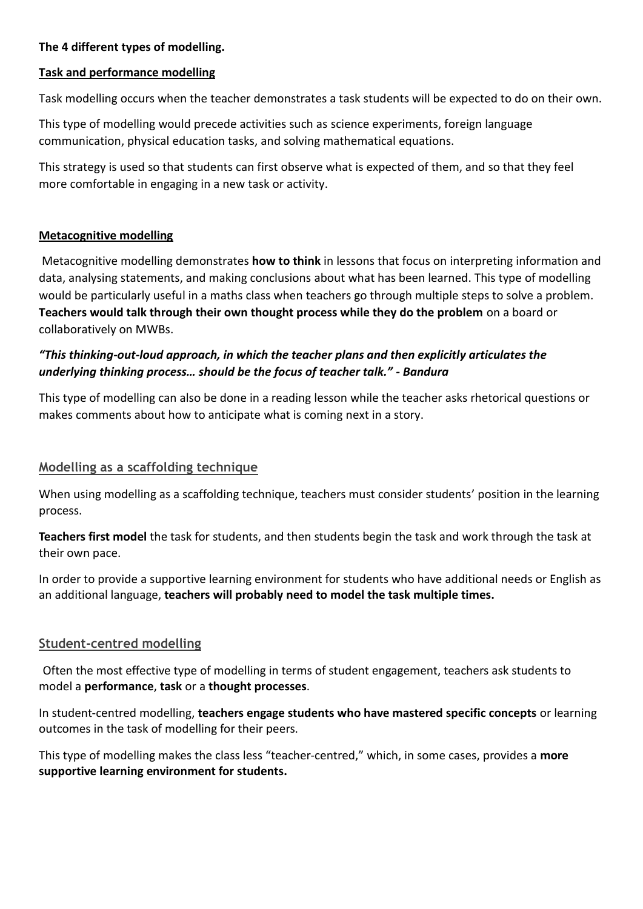**The 4 different types of modelling.**

## Task and performance modelling

Task modelling occurs when the teacher demonstrates a task students will be expected to do on their own.

This type of modelling would precede activities such as science experiments, foreign language communication, physical education tasks, and solving mathematical equations.

This strategy is used so that students can first observe what is expected of them, and so that they feel more comfortable in engaging in a new task or activity.

## Metacognitive modelling

Metacognitive modelling demonstrates **how to think** in lessons that focus on interpreting information and data, analysing statements, and making conclusions about what has been learned. This type of modelling would be particularly useful in a maths class when teachers go through multiple steps to solve a problem. **Teachers would talk through their own thought process while they do the problem** on a board or collaboratively on MWBs.

***"This thinking-out-loud approach, in which the teacher plans and then explicitly articulates the underlying thinking process… should be the focus of teacher talk." - Bandura***

This type of modelling can also be done in a reading lesson while the teacher asks rhetorical questions or makes comments about how to anticipate what is coming next in a story.

## Modelling as a scaffolding technique

When using modelling as a scaffolding technique, teachers must consider students' position in the learning process.

**Teachers first model** the task for students, and then students begin the task and work through the task at their own pace.

In order to provide a supportive learning environment for students who have additional needs or English as an additional language, **teachers will probably need to model the task multiple times.**

## Student-centred modelling

Often the most effective type of modelling in terms of student engagement, teachers ask students to model a **performance**, **task** or a **thought processes**.

In student-centred modelling, **teachers engage students who have mastered specific concepts** or learning outcomes in the task of modelling for their peers.

This type of modelling makes the class less "teacher-centred," which, in some cases, provides a **more supportive learning environment for students.**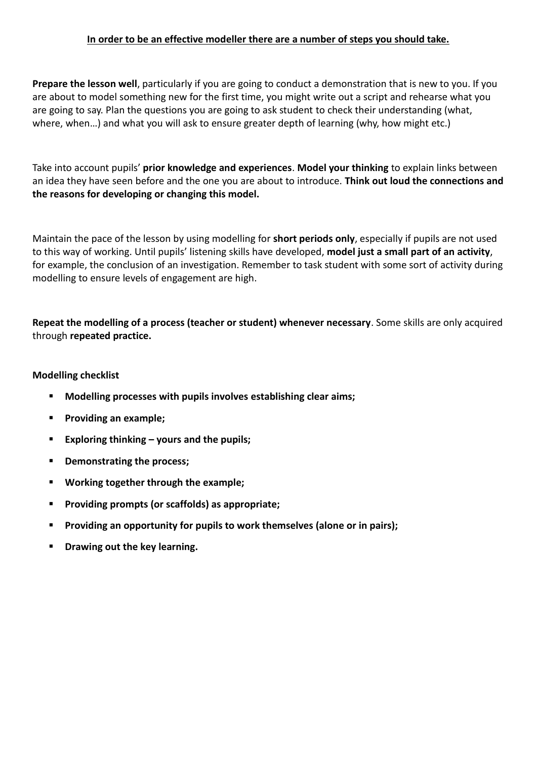<u>**In order to be an effective modeller there are a number of steps you should take.**</u>

**Prepare the lesson well**, particularly if you are going to conduct a demonstration that is new to you. If you are about to model something new for the first time, you might write out a script and rehearse what you are going to say. Plan the questions you are going to ask student to check their understanding (what, where, when…) and what you will ask to ensure greater depth of learning (why, how might etc.)

Take into account pupils' **prior knowledge and experiences**. **Model your thinking** to explain links between an idea they have seen before and the one you are about to introduce. **Think out loud the connections and the reasons for developing or changing this model.**

Maintain the pace of the lesson by using modelling for **short periods only**, especially if pupils are not used to this way of working. Until pupils' listening skills have developed, **model just a small part of an activity**, for example, the conclusion of an investigation. Remember to task student with some sort of activity during modelling to ensure levels of engagement are high.

**Repeat the modelling of a process (teacher or student) whenever necessary**. Some skills are only acquired through **repeated practice.**

**Modelling checklist**

- **Modelling processes with pupils involves establishing clear aims;**
- **Providing an example;**
- **Exploring thinking – yours and the pupils;**
- **Demonstrating the process;**
- **Working together through the example;**
- **Providing prompts (or scaffolds) as appropriate;**
- **Providing an opportunity for pupils to work themselves (alone or in pairs);**
- **Drawing out the key learning.**